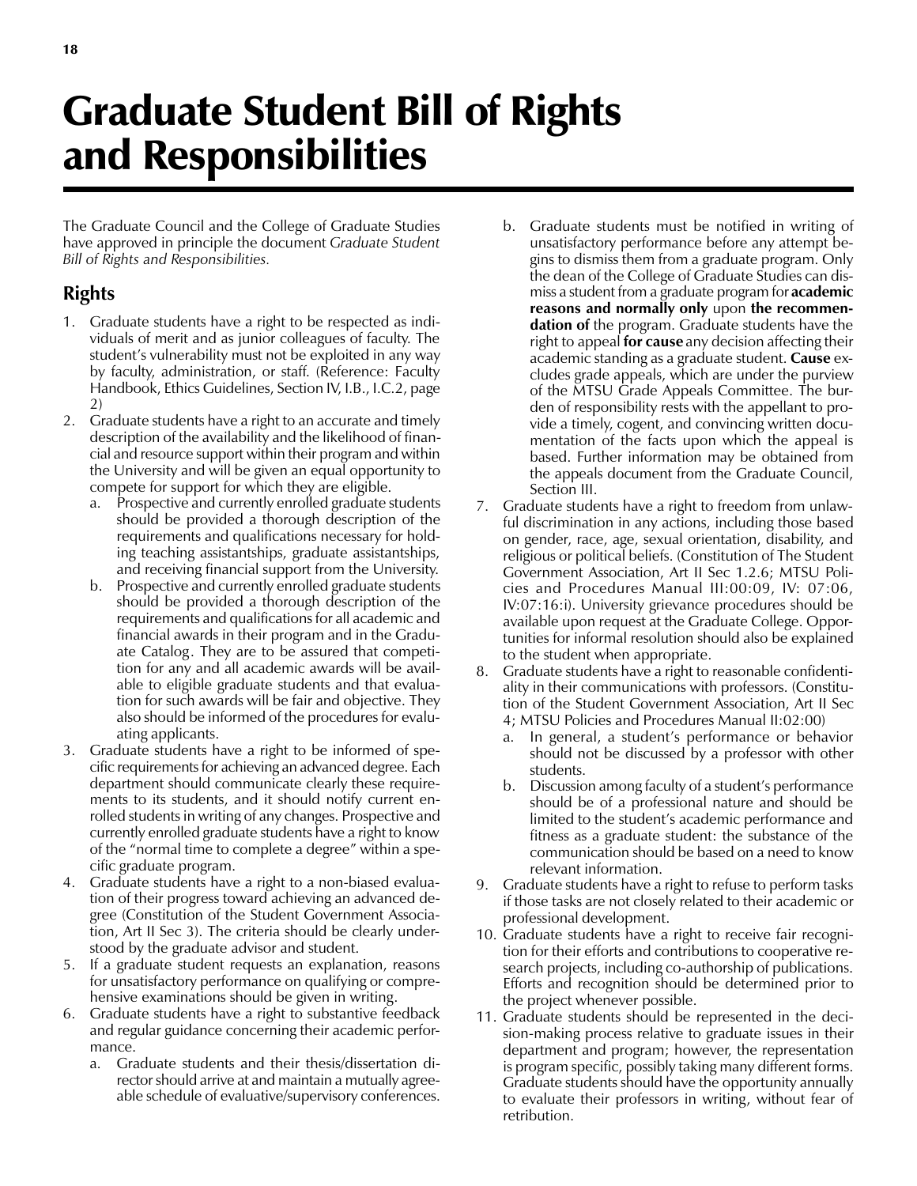# Graduate Student Bill of Rights and Responsibilities

The Graduate Council and the College of Graduate Studies have approved in principle the document *Graduate Student Bill of Rights and Responsibilities*.

## Rights

1. Graduate students have a right to be respected as individuals of merit and as junior colleagues of faculty. The student's vulnerability must not be exploited in any way by faculty, administration, or staff. (Reference: Faculty Handbook, Ethics Guidelines, Section IV, I.B., I.C.2, page 2)
2. Graduate students have a right to an accurate and timely description of the availability and the likelihood of financial and resource support within their program and within the University and will be given an equal opportunity to compete for support for which they are eligible.
   a. Prospective and currently enrolled graduate students should be provided a thorough description of the requirements and qualifications necessary for holding teaching assistantships, graduate assistantships, and receiving financial support from the University.
   b. Prospective and currently enrolled graduate students should be provided a thorough description of the requirements and qualifications for all academic and financial awards in their program and in the Graduate Catalog. They are to be assured that competition for any and all academic awards will be available to eligible graduate students and that evaluation for such awards will be fair and objective. They also should be informed of the procedures for evaluating applicants.
3. Graduate students have a right to be informed of specific requirements for achieving an advanced degree. Each department should communicate clearly these requirements to its students, and it should notify current enrolled students in writing of any changes. Prospective and currently enrolled graduate students have a right to know of the "normal time to complete a degree" within a specific graduate program.
4. Graduate students have a right to a non-biased evaluation of their progress toward achieving an advanced degree (Constitution of the Student Government Association, Art II Sec 3). The criteria should be clearly understood by the graduate advisor and student.
5. If a graduate student requests an explanation, reasons for unsatisfactory performance on qualifying or comprehensive examinations should be given in writing.
6. Graduate students have a right to substantive feedback and regular guidance concerning their academic performance.
   a. Graduate students and their thesis/dissertation director should arrive at and maintain a mutually agreeable schedule of evaluative/supervisory conferences.
   b. Graduate students must be notified in writing of unsatisfactory performance before any attempt begins to dismiss them from a graduate program. Only the dean of the College of Graduate Studies can dismiss a student from a graduate program for **academic reasons and normally only** upon **the recommendation of** the program. Graduate students have the right to appeal **for cause** any decision affecting their academic standing as a graduate student. **Cause** excludes grade appeals, which are under the purview of the MTSU Grade Appeals Committee. The burden of responsibility rests with the appellant to provide a timely, cogent, and convincing written documentation of the facts upon which the appeal is based. Further information may be obtained from the appeals document from the Graduate Council, Section III.
7. Graduate students have a right to freedom from unlawful discrimination in any actions, including those based on gender, race, age, sexual orientation, disability, and religious or political beliefs. (Constitution of The Student Government Association, Art II Sec 1.2.6; MTSU Policies and Procedures Manual III:00:09, IV: 07:06, IV:07:16:i). University grievance procedures should be available upon request at the Graduate College. Opportunities for informal resolution should also be explained to the student when appropriate.
8. Graduate students have a right to reasonable confidentiality in their communications with professors. (Constitution of the Student Government Association, Art II Sec 4; MTSU Policies and Procedures Manual II:02:00)
   a. In general, a student's performance or behavior should not be discussed by a professor with other students.
   b. Discussion among faculty of a student's performance should be of a professional nature and should be limited to the student's academic performance and fitness as a graduate student: the substance of the communication should be based on a need to know relevant information.
9. Graduate students have a right to refuse to perform tasks if those tasks are not closely related to their academic or professional development.
10. Graduate students have a right to receive fair recognition for their efforts and contributions to cooperative research projects, including co-authorship of publications. Efforts and recognition should be determined prior to the project whenever possible.
11. Graduate students should be represented in the decision-making process relative to graduate issues in their department and program; however, the representation is program specific, possibly taking many different forms. Graduate students should have the opportunity annually to evaluate their professors in writing, without fear of retribution.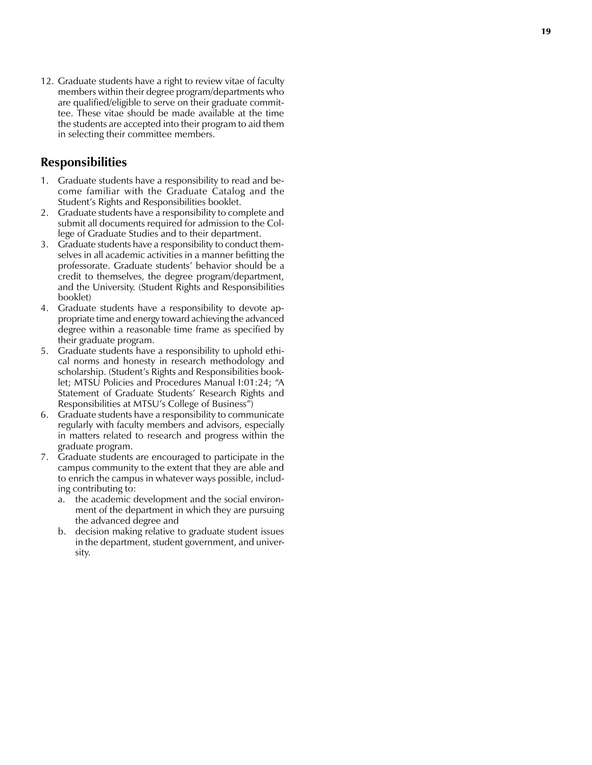12. Graduate students have a right to review vitae of faculty members within their degree program/departments who are qualified/eligible to serve on their graduate committee. These vitae should be made available at the time the students are accepted into their program to aid them in selecting their committee members.

## Responsibilities

1. Graduate students have a responsibility to read and become familiar with the Graduate Catalog and the Student's Rights and Responsibilities booklet.
2. Graduate students have a responsibility to complete and submit all documents required for admission to the College of Graduate Studies and to their department.
3. Graduate students have a responsibility to conduct themselves in all academic activities in a manner befitting the professorate. Graduate students' behavior should be a credit to themselves, the degree program/department, and the University. (Student Rights and Responsibilities booklet)
4. Graduate students have a responsibility to devote appropriate time and energy toward achieving the advanced degree within a reasonable time frame as specified by their graduate program.
5. Graduate students have a responsibility to uphold ethical norms and honesty in research methodology and scholarship. (Student's Rights and Responsibilities booklet; MTSU Policies and Procedures Manual I:01:24; "A Statement of Graduate Students' Research Rights and Responsibilities at MTSU's College of Business")
6. Graduate students have a responsibility to communicate regularly with faculty members and advisors, especially in matters related to research and progress within the graduate program.
7. Graduate students are encouraged to participate in the campus community to the extent that they are able and to enrich the campus in whatever ways possible, including contributing to:
   a. the academic development and the social environment of the department in which they are pursuing the advanced degree and
   b. decision making relative to graduate student issues in the department, student government, and university.